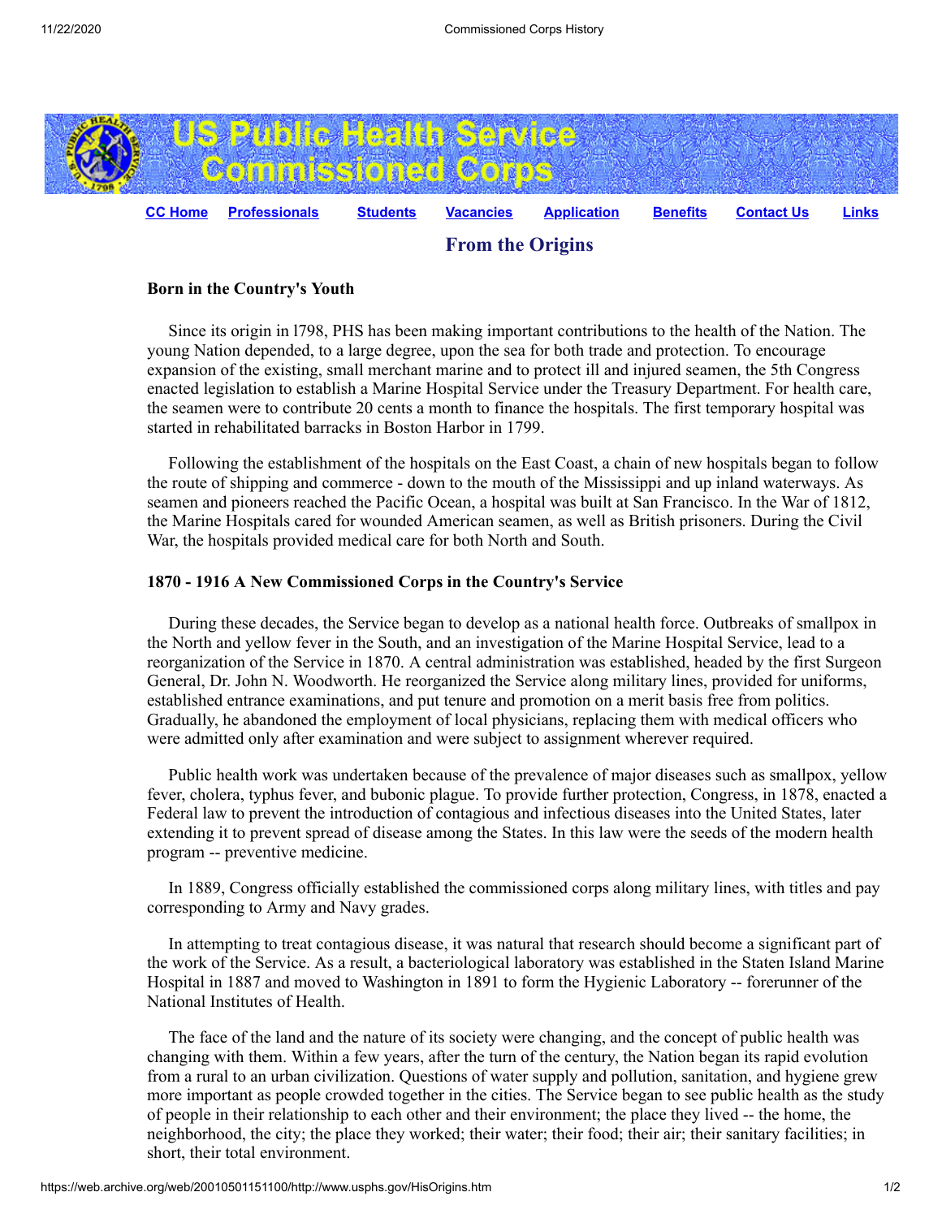# US Public Health Service Commissioned Corps

CC Home | Professionals | Students | Vacancies | Application | Benefits | Contact Us | Links

## From the Origins

### Born in the Country's Youth

Since its origin in l798, PHS has been making important contributions to the health of the Nation. The young Nation depended, to a large degree, upon the sea for both trade and protection. To encourage expansion of the existing, small merchant marine and to protect ill and injured seamen, the 5th Congress enacted legislation to establish a Marine Hospital Service under the Treasury Department. For health care, the seamen were to contribute 20 cents a month to finance the hospitals. The first temporary hospital was started in rehabilitated barracks in Boston Harbor in 1799.

Following the establishment of the hospitals on the East Coast, a chain of new hospitals began to follow the route of shipping and commerce - down to the mouth of the Mississippi and up inland waterways. As seamen and pioneers reached the Pacific Ocean, a hospital was built at San Francisco. In the War of 1812, the Marine Hospitals cared for wounded American seamen, as well as British prisoners. During the Civil War, the hospitals provided medical care for both North and South.

### 1870 - 1916 A New Commissioned Corps in the Country's Service

During these decades, the Service began to develop as a national health force. Outbreaks of smallpox in the North and yellow fever in the South, and an investigation of the Marine Hospital Service, lead to a reorganization of the Service in 1870. A central administration was established, headed by the first Surgeon General, Dr. John N. Woodworth. He reorganized the Service along military lines, provided for uniforms, established entrance examinations, and put tenure and promotion on a merit basis free from politics. Gradually, he abandoned the employment of local physicians, replacing them with medical officers who were admitted only after examination and were subject to assignment wherever required.

Public health work was undertaken because of the prevalence of major diseases such as smallpox, yellow fever, cholera, typhus fever, and bubonic plague. To provide further protection, Congress, in 1878, enacted a Federal law to prevent the introduction of contagious and infectious diseases into the United States, later extending it to prevent spread of disease among the States. In this law were the seeds of the modern health program -- preventive medicine.

In 1889, Congress officially established the commissioned corps along military lines, with titles and pay corresponding to Army and Navy grades.

In attempting to treat contagious disease, it was natural that research should become a significant part of the work of the Service. As a result, a bacteriological laboratory was established in the Staten Island Marine Hospital in 1887 and moved to Washington in 1891 to form the Hygienic Laboratory -- forerunner of the National Institutes of Health.

The face of the land and the nature of its society were changing, and the concept of public health was changing with them. Within a few years, after the turn of the century, the Nation began its rapid evolution from a rural to an urban civilization. Questions of water supply and pollution, sanitation, and hygiene grew more important as people crowded together in the cities. The Service began to see public health as the study of people in their relationship to each other and their environment; the place they lived -- the home, the neighborhood, the city; the place they worked; their water; their food; their air; their sanitary facilities; in short, their total environment.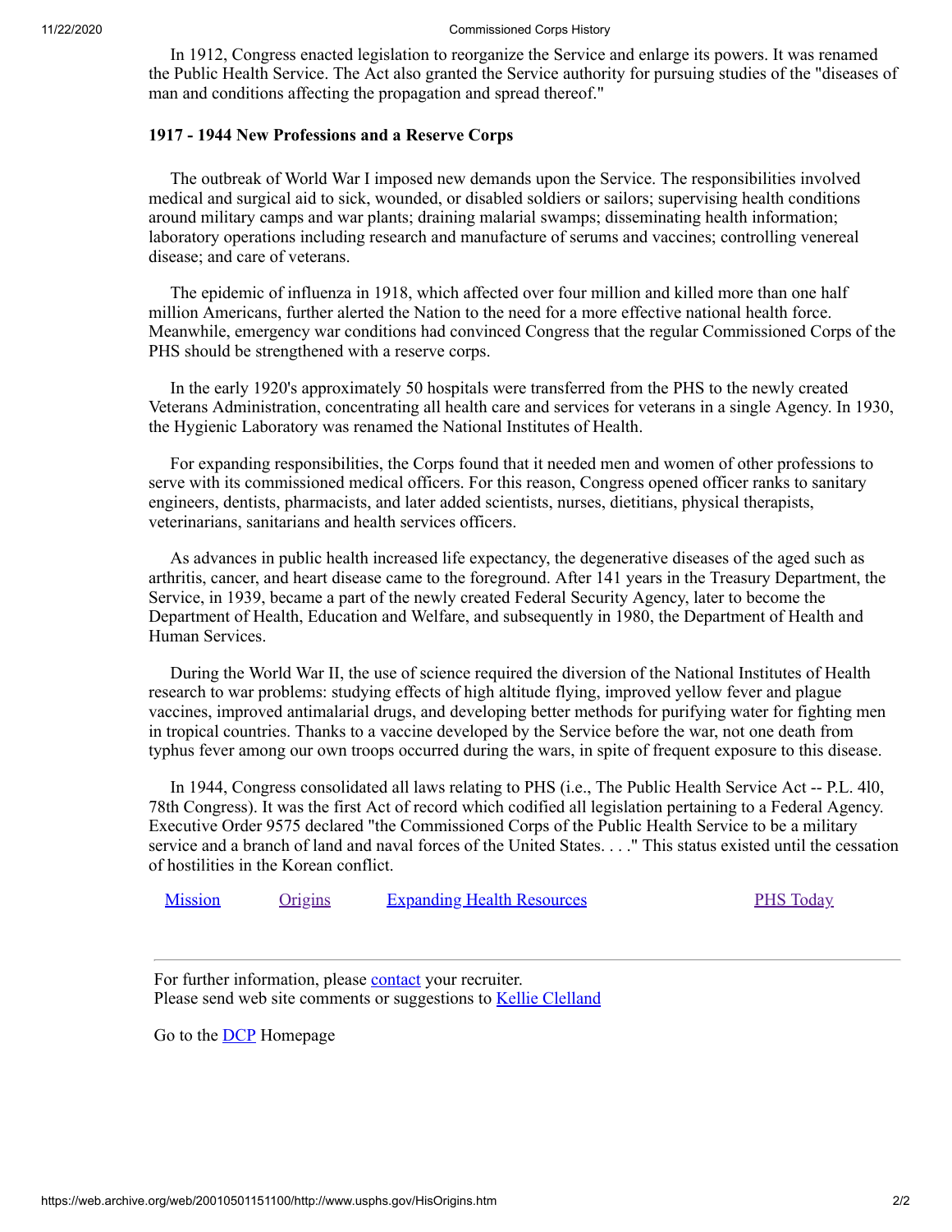In 1912, Congress enacted legislation to reorganize the Service and enlarge its powers. It was renamed the Public Health Service. The Act also granted the Service authority for pursuing studies of the "diseases of man and conditions affecting the propagation and spread thereof."

### 1917 - 1944 New Professions and a Reserve Corps

The outbreak of World War I imposed new demands upon the Service. The responsibilities involved medical and surgical aid to sick, wounded, or disabled soldiers or sailors; supervising health conditions around military camps and war plants; draining malarial swamps; disseminating health information; laboratory operations including research and manufacture of serums and vaccines; controlling venereal disease; and care of veterans.

The epidemic of influenza in 1918, which affected over four million and killed more than one half million Americans, further alerted the Nation to the need for a more effective national health force. Meanwhile, emergency war conditions had convinced Congress that the regular Commissioned Corps of the PHS should be strengthened with a reserve corps.

In the early 1920's approximately 50 hospitals were transferred from the PHS to the newly created Veterans Administration, concentrating all health care and services for veterans in a single Agency. In 1930, the Hygienic Laboratory was renamed the National Institutes of Health.

For expanding responsibilities, the Corps found that it needed men and women of other professions to serve with its commissioned medical officers. For this reason, Congress opened officer ranks to sanitary engineers, dentists, pharmacists, and later added scientists, nurses, dietitians, physical therapists, veterinarians, sanitarians and health services officers.

As advances in public health increased life expectancy, the degenerative diseases of the aged such as arthritis, cancer, and heart disease came to the foreground. After 141 years in the Treasury Department, the Service, in 1939, became a part of the newly created Federal Security Agency, later to become the Department of Health, Education and Welfare, and subsequently in 1980, the Department of Health and Human Services.

During the World War II, the use of science required the diversion of the National Institutes of Health research to war problems: studying effects of high altitude flying, improved yellow fever and plague vaccines, improved antimalarial drugs, and developing better methods for purifying water for fighting men in tropical countries. Thanks to a vaccine developed by the Service before the war, not one death from typhus fever among our own troops occurred during the wars, in spite of frequent exposure to this disease.

In 1944, Congress consolidated all laws relating to PHS (i.e., The Public Health Service Act -- P.L. 4l0, 78th Congress). It was the first Act of record which codified all legislation pertaining to a Federal Agency. Executive Order 9575 declared "the Commissioned Corps of the Public Health Service to be a military service and a branch of land and naval forces of the United States. . . ." This status existed until the cessation of hostilities in the Korean conflict.

[Mission](#) [Origins](#) [Expanding Health Resources](#) [PHS Today](#)

---

For further information, please [contact](#) your recruiter.
Please send web site comments or suggestions to [Kellie Clelland](#)

Go to the [DCP](#) Homepage